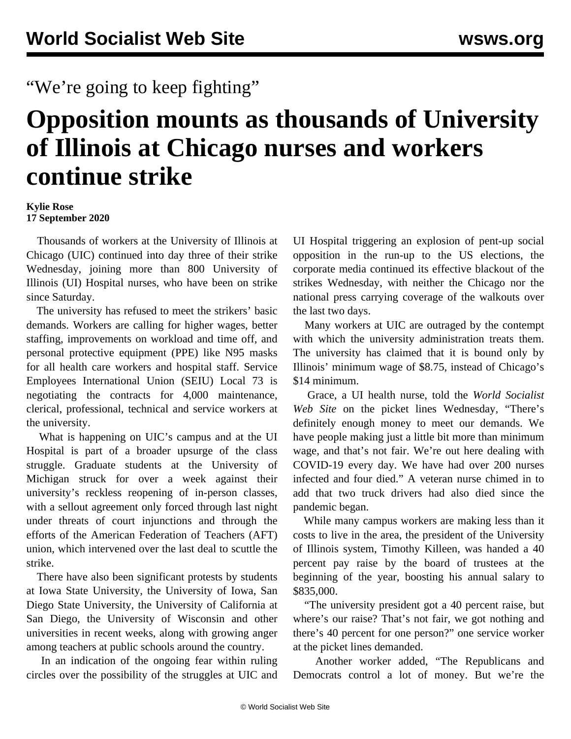“We’re going to keep fighting”

# Opposition mounts as thousands of University of Illinois at Chicago nurses and workers continue strike

**Kylie Rose**
**17 September 2020**

Thousands of workers at the University of Illinois at Chicago (UIC) continued into day three of their strike Wednesday, joining more than 800 University of Illinois (UI) Hospital nurses, who have been on strike since Saturday.

The university has refused to meet the strikers’ basic demands. Workers are calling for higher wages, better staffing, improvements on workload and time off, and personal protective equipment (PPE) like N95 masks for all health care workers and hospital staff. Service Employees International Union (SEIU) Local 73 is negotiating the contracts for 4,000 maintenance, clerical, professional, technical and service workers at the university.

What is happening on UIC’s campus and at the UI Hospital is part of a broader upsurge of the class struggle. Graduate students at the University of Michigan struck for over a week against their university’s reckless reopening of in-person classes, with a sellout agreement only forced through last night under threats of court injunctions and through the efforts of the American Federation of Teachers (AFT) union, which intervened over the last deal to scuttle the strike.

There have also been significant protests by students at Iowa State University, the University of Iowa, San Diego State University, the University of California at San Diego, the University of Wisconsin and other universities in recent weeks, along with growing anger among teachers at public schools around the country.

In an indication of the ongoing fear within ruling circles over the possibility of the struggles at UIC and UI Hospital triggering an explosion of pent-up social opposition in the run-up to the US elections, the corporate media continued its effective blackout of the strikes Wednesday, with neither the Chicago nor the national press carrying coverage of the walkouts over the last two days.

Many workers at UIC are outraged by the contempt with which the university administration treats them. The university has claimed that it is bound only by Illinois’ minimum wage of $8.75, instead of Chicago’s $14 minimum.

Grace, a UI health nurse, told the *World Socialist Web Site* on the picket lines Wednesday, “There’s definitely enough money to meet our demands. We have people making just a little bit more than minimum wage, and that’s not fair. We’re out here dealing with COVID-19 every day. We have had over 200 nurses infected and four died.” A veteran nurse chimed in to add that two truck drivers had also died since the pandemic began.

While many campus workers are making less than it costs to live in the area, the president of the University of Illinois system, Timothy Killeen, was handed a 40 percent pay raise by the board of trustees at the beginning of the year, boosting his annual salary to $835,000.

“The university president got a 40 percent raise, but where’s our raise? That’s not fair, we got nothing and there’s 40 percent for one person?” one service worker at the picket lines demanded.

Another worker added, “The Republicans and Democrats control a lot of money. But we’re the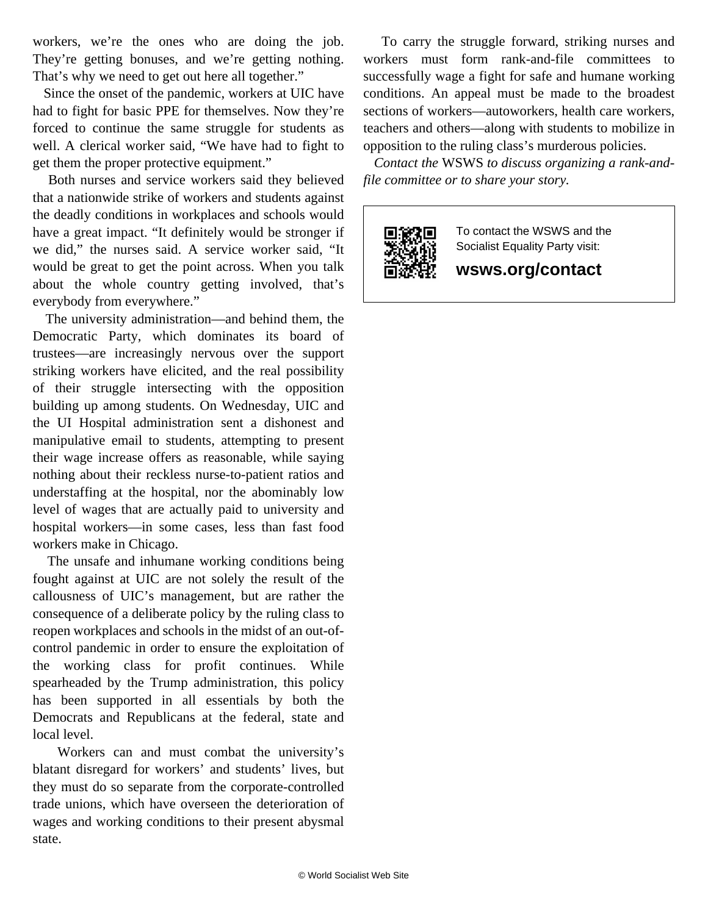workers, we're the ones who are doing the job. They're getting bonuses, and we're getting nothing. That's why we need to get out here all together."

Since the onset of the pandemic, workers at UIC have had to fight for basic PPE for themselves. Now they're forced to continue the same struggle for students as well. A clerical worker said, "We have had to fight to get them the proper protective equipment."

Both nurses and service workers said they believed that a nationwide strike of workers and students against the deadly conditions in workplaces and schools would have a great impact. "It definitely would be stronger if we did," the nurses said. A service worker said, "It would be great to get the point across. When you talk about the whole country getting involved, that's everybody from everywhere."

The university administration—and behind them, the Democratic Party, which dominates its board of trustees—are increasingly nervous over the support striking workers have elicited, and the real possibility of their struggle intersecting with the opposition building up among students. On Wednesday, UIC and the UI Hospital administration sent a dishonest and manipulative email to students, attempting to present their wage increase offers as reasonable, while saying nothing about their reckless nurse-to-patient ratios and understaffing at the hospital, nor the abominably low level of wages that are actually paid to university and hospital workers—in some cases, less than fast food workers make in Chicago.

The unsafe and inhumane working conditions being fought against at UIC are not solely the result of the callousness of UIC's management, but are rather the consequence of a deliberate policy by the ruling class to reopen workplaces and schools in the midst of an out-of-control pandemic in order to ensure the exploitation of the working class for profit continues. While spearheaded by the Trump administration, this policy has been supported in all essentials by both the Democrats and Republicans at the federal, state and local level.

Workers can and must combat the university's blatant disregard for workers' and students' lives, but they must do so separate from the corporate-controlled trade unions, which have overseen the deterioration of wages and working conditions to their present abysmal state.

To carry the struggle forward, striking nurses and workers must form rank-and-file committees to successfully wage a fight for safe and humane working conditions. An appeal must be made to the broadest sections of workers—autoworkers, health care workers, teachers and others—along with students to mobilize in opposition to the ruling class's murderous policies.

*Contact the* WSWS *to discuss organizing a rank-and-file committee or to share your story.*

To contact the WSWS and the Socialist Equality Party visit:

**wsws.org/contact**